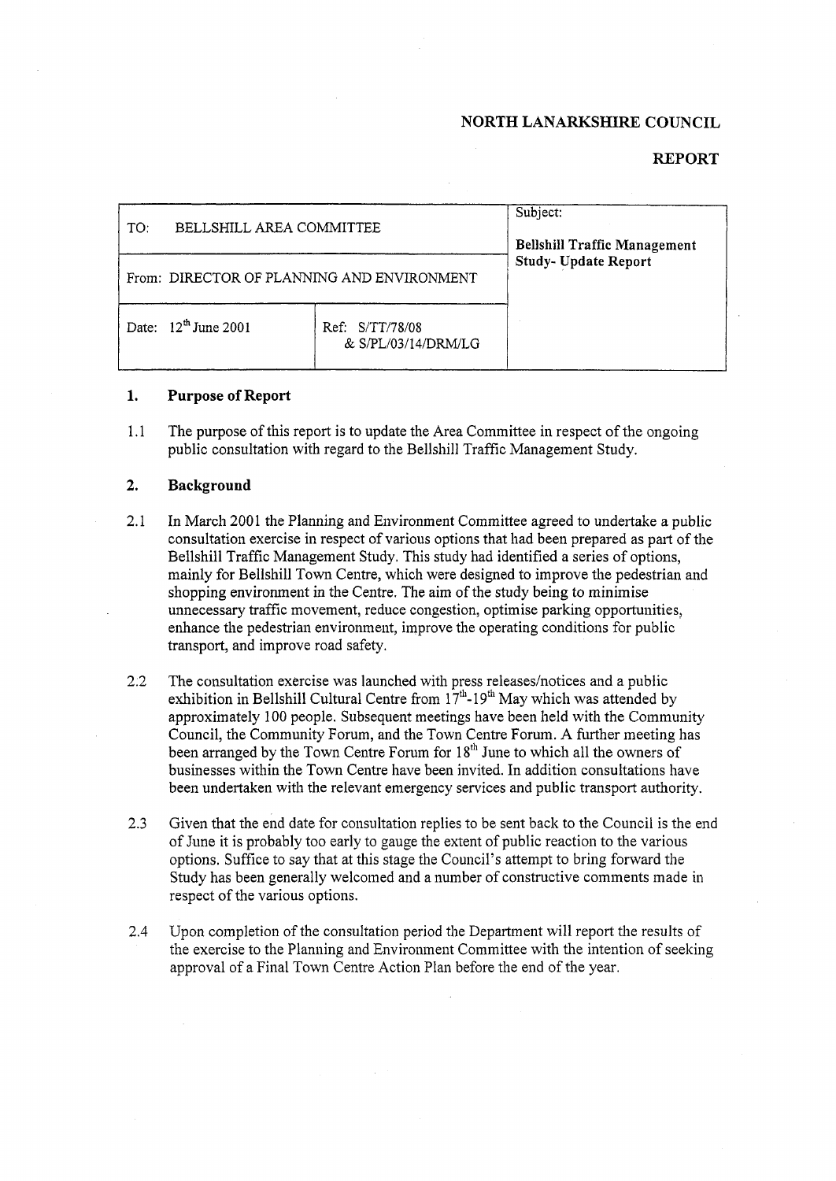**NORTH LANARKSHIRE COUNCIL**

**REPORT**

| TO: BELLSHILL AREA COMMITTEE | | Subject:<br><br>**Bellshill Traffic Management Study- Update Report** |
|---|---|---|
| From: DIRECTOR OF PLANNING AND ENVIRONMENT | | |
| Date: 12th June 2001 | Ref: S/TT/78/08 & S/PL/03/14/DRM/LG | |

## 1. Purpose of Report

1.1 The purpose of this report is to update the Area Committee in respect of the ongoing public consultation with regard to the Bellshill Traffic Management Study.

## 2. Background

2.1 In March 2001 the Planning and Environment Committee agreed to undertake a public consultation exercise in respect of various options that had been prepared as part of the Bellshill Traffic Management Study. This study had identified a series of options, mainly for Bellshill Town Centre, which were designed to improve the pedestrian and shopping environment in the Centre. The aim of the study being to minimise unnecessary traffic movement, reduce congestion, optimise parking opportunities, enhance the pedestrian environment, improve the operating conditions for public transport, and improve road safety.

2.2 The consultation exercise was launched with press releases/notices and a public exhibition in Bellshill Cultural Centre from 17th-19th May which was attended by approximately 100 people. Subsequent meetings have been held with the Community Council, the Community Forum, and the Town Centre Forum. A further meeting has been arranged by the Town Centre Forum for 18th June to which all the owners of businesses within the Town Centre have been invited. In addition consultations have been undertaken with the relevant emergency services and public transport authority.

2.3 Given that the end date for consultation replies to be sent back to the Council is the end of June it is probably too early to gauge the extent of public reaction to the various options. Suffice to say that at this stage the Council's attempt to bring forward the Study has been generally welcomed and a number of constructive comments made in respect of the various options.

2.4 Upon completion of the consultation period the Department will report the results of the exercise to the Planning and Environment Committee with the intention of seeking approval of a Final Town Centre Action Plan before the end of the year.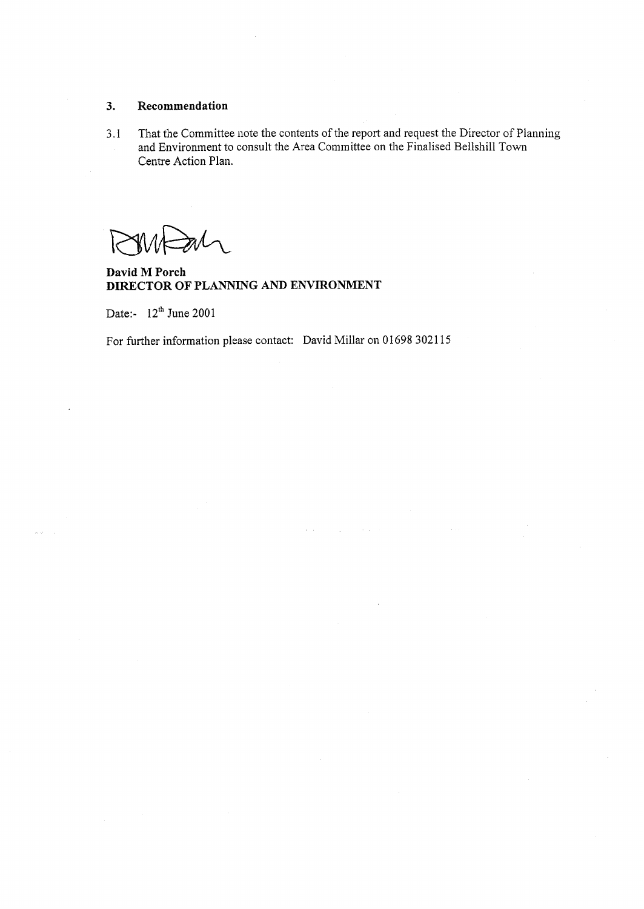## 3. Recommendation

3.1 That the Committee note the contents of the report and request the Director of Planning and Environment to consult the Area Committee on the Finalised Bellshill Town Centre Action Plan.

**David M Porch**
**DIRECTOR OF PLANNING AND ENVIRONMENT**

Date:- 12th June 2001

For further information please contact: David Millar on 01698 302115